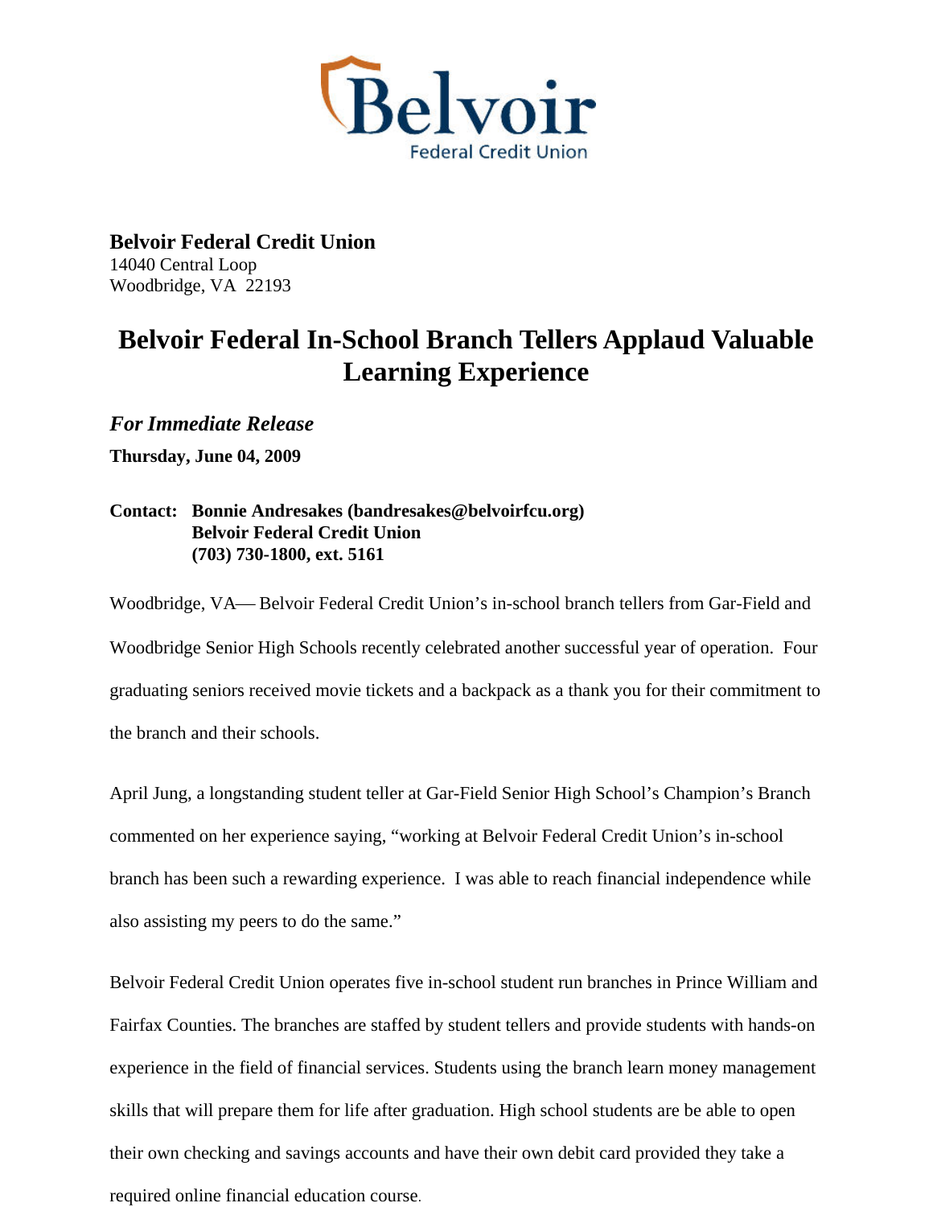**Belvoir Federal Credit Union**
14040 Central Loop
Woodbridge, VA 22193

# Belvoir Federal In-School Branch Tellers Applaud Valuable Learning Experience

***For Immediate Release***

**Thursday, June 04, 2009**

**Contact: Bonnie Andresakes (bandresakes@belvoirfcu.org)**
**Belvoir Federal Credit Union**
**(703) 730-1800, ext. 5161**

Woodbridge, VA— Belvoir Federal Credit Union's in-school branch tellers from Gar-Field and Woodbridge Senior High Schools recently celebrated another successful year of operation. Four graduating seniors received movie tickets and a backpack as a thank you for their commitment to the branch and their schools.

April Jung, a longstanding student teller at Gar-Field Senior High School's Champion's Branch commented on her experience saying, "working at Belvoir Federal Credit Union's in-school branch has been such a rewarding experience. I was able to reach financial independence while also assisting my peers to do the same."

Belvoir Federal Credit Union operates five in-school student run branches in Prince William and Fairfax Counties. The branches are staffed by student tellers and provide students with hands-on experience in the field of financial services. Students using the branch learn money management skills that will prepare them for life after graduation. High school students are be able to open their own checking and savings accounts and have their own debit card provided they take a required online financial education course.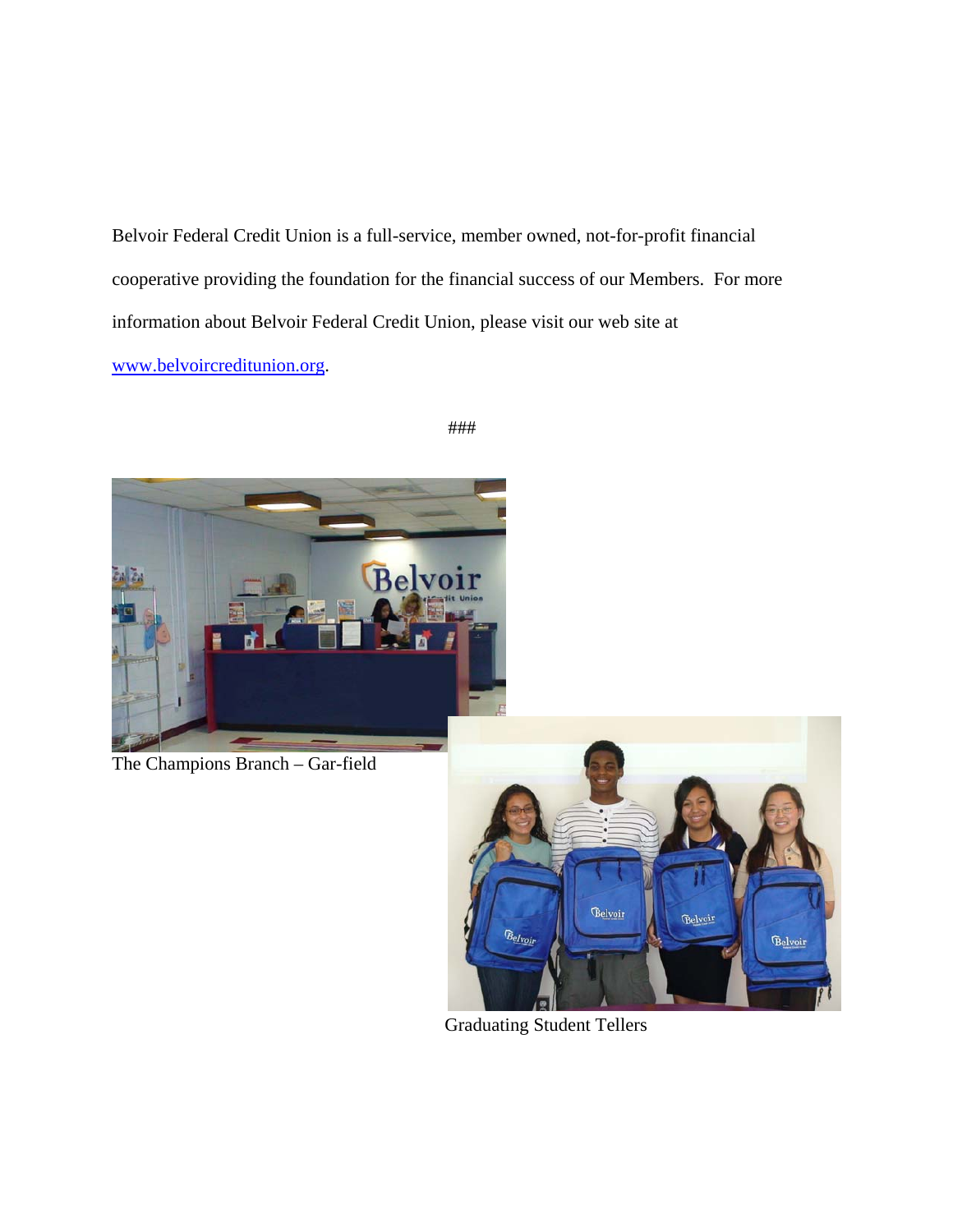Belvoir Federal Credit Union is a full-service, member owned, not-for-profit financial cooperative providing the foundation for the financial success of our Members. For more information about Belvoir Federal Credit Union, please visit our web site at www.belvoircreditunion.org.

###

The Champions Branch – Gar-field

Graduating Student Tellers